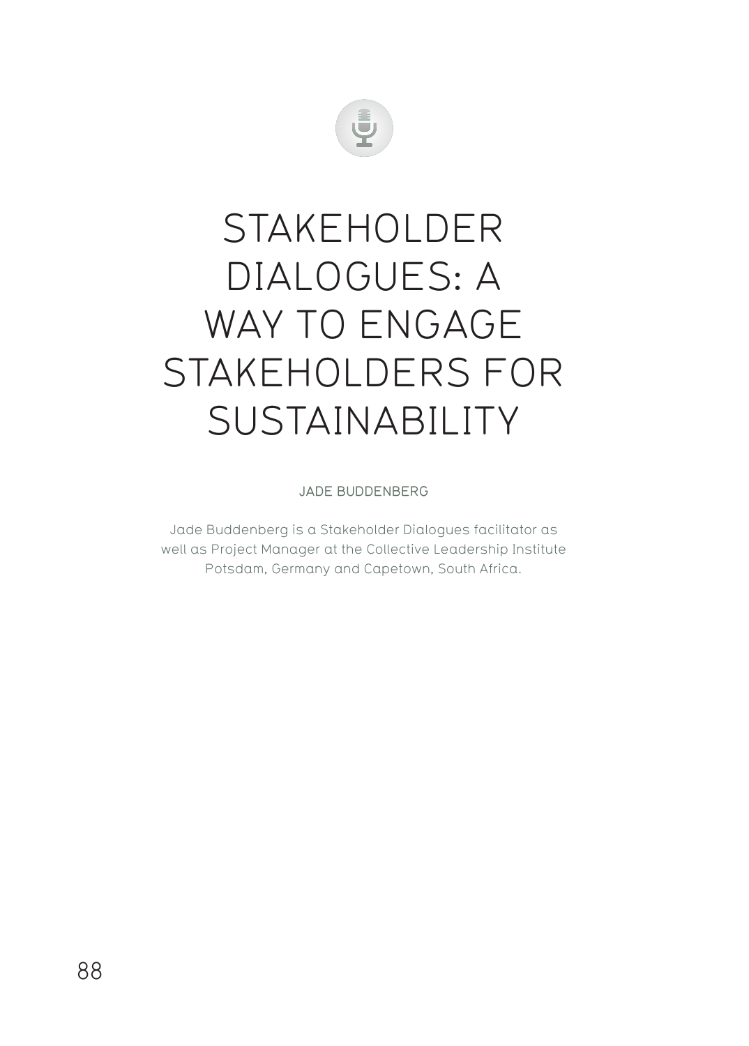# STAKEHOLDER DIALOGUES: A WAY TO ENGAGE STAKEHOLDERS FOR SUSTAINABILITY

JADE BUDDENBERG

Jade Buddenberg is a Stakeholder Dialogues facilitator as well as Project Manager at the Collective Leadership Institute Potsdam, Germany and Capetown, South Africa.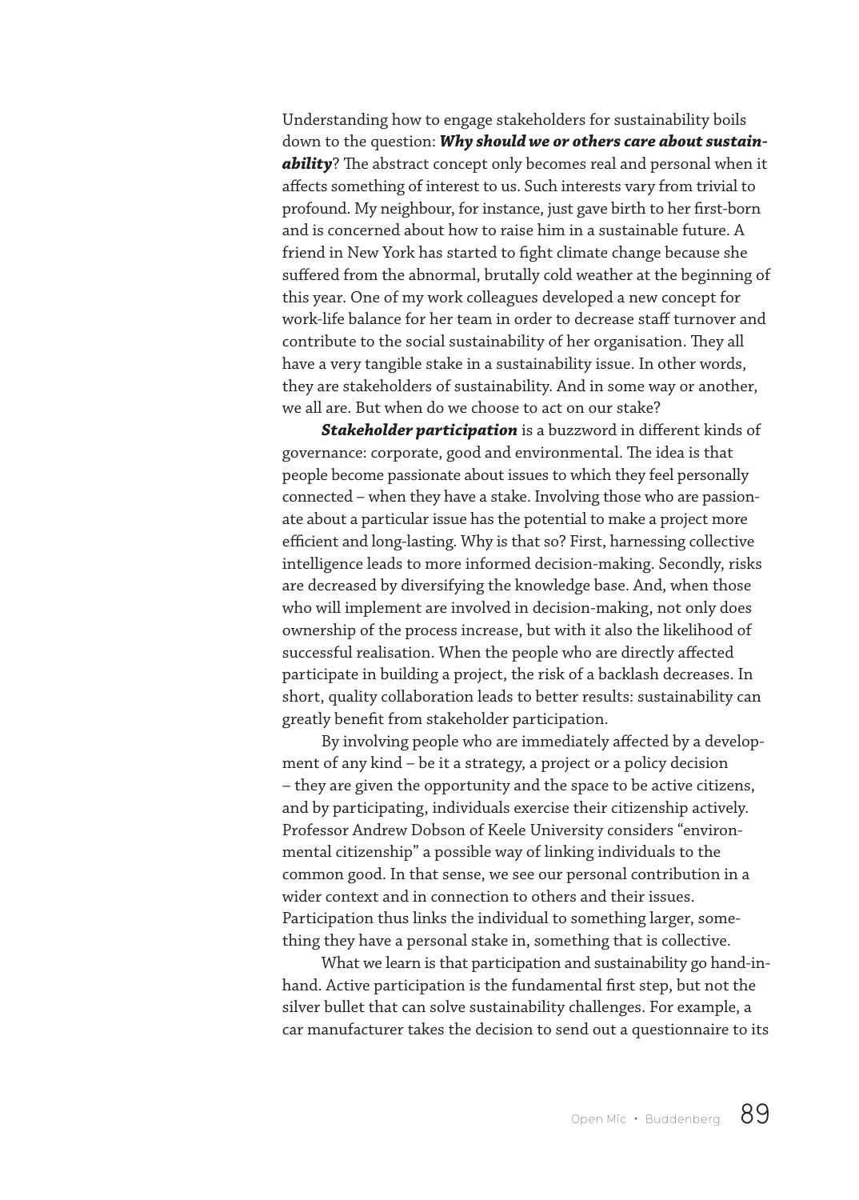Understanding how to engage stakeholders for sustainability boils down to the question: ***Why should we or others care about sustainability***? The abstract concept only becomes real and personal when it affects something of interest to us. Such interests vary from trivial to profound. My neighbour, for instance, just gave birth to her first-born and is concerned about how to raise him in a sustainable future. A friend in New York has started to fight climate change because she suffered from the abnormal, brutally cold weather at the beginning of this year. One of my work colleagues developed a new concept for work-life balance for her team in order to decrease staff turnover and contribute to the social sustainability of her organisation. They all have a very tangible stake in a sustainability issue. In other words, they are stakeholders of sustainability. And in some way or another, we all are. But when do we choose to act on our stake?

***Stakeholder participation*** is a buzzword in different kinds of governance: corporate, good and environmental. The idea is that people become passionate about issues to which they feel personally connected – when they have a stake. Involving those who are passionate about a particular issue has the potential to make a project more efficient and long-lasting. Why is that so? First, harnessing collective intelligence leads to more informed decision-making. Secondly, risks are decreased by diversifying the knowledge base. And, when those who will implement are involved in decision-making, not only does ownership of the process increase, but with it also the likelihood of successful realisation. When the people who are directly affected participate in building a project, the risk of a backlash decreases. In short, quality collaboration leads to better results: sustainability can greatly benefit from stakeholder participation.

By involving people who are immediately affected by a development of any kind – be it a strategy, a project or a policy decision – they are given the opportunity and the space to be active citizens, and by participating, individuals exercise their citizenship actively. Professor Andrew Dobson of Keele University considers "environmental citizenship" a possible way of linking individuals to the common good. In that sense, we see our personal contribution in a wider context and in connection to others and their issues. Participation thus links the individual to something larger, something they have a personal stake in, something that is collective.

What we learn is that participation and sustainability go hand-in-hand. Active participation is the fundamental first step, but not the silver bullet that can solve sustainability challenges. For example, a car manufacturer takes the decision to send out a questionnaire to its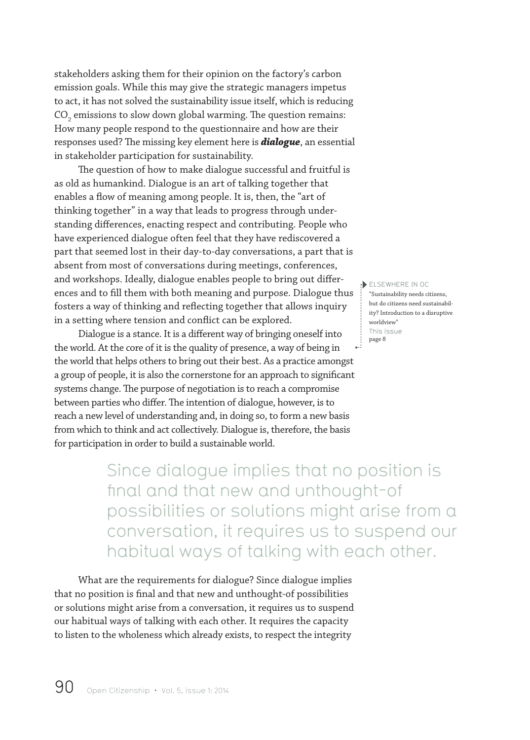stakeholders asking them for their opinion on the factory's carbon emission goals. While this may give the strategic managers impetus to act, it has not solved the sustainability issue itself, which is reducing $CO_2$ emissions to slow down global warming. The question remains: How many people respond to the questionnaire and how are their responses used? The missing key element here is ***dialogue***, an essential in stakeholder participation for sustainability.

The question of how to make dialogue successful and fruitful is as old as humankind. Dialogue is an art of talking together that enables a flow of meaning among people. It is, then, the "art of thinking together" in a way that leads to progress through understanding differences, enacting respect and contributing. People who have experienced dialogue often feel that they have rediscovered a part that seemed lost in their day-to-day conversations, a part that is absent from most of conversations during meetings, conferences, and workshops. Ideally, dialogue enables people to bring out differences and to fill them with both meaning and purpose. Dialogue thus fosters a way of thinking and reflecting together that allows inquiry in a setting where tension and conflict can be explored.

ELSEWHERE IN OC
"Sustainability needs citizens, but do citizens need sustainability? Introduction to a disruptive worldview"
This issue
page 8

Dialogue is a stance. It is a different way of bringing oneself into the world. At the core of it is the quality of presence, a way of being in the world that helps others to bring out their best. As a practice amongst a group of people, it is also the cornerstone for an approach to significant systems change. The purpose of negotiation is to reach a compromise between parties who differ. The intention of dialogue, however, is to reach a new level of understanding and, in doing so, to form a new basis from which to think and act collectively. Dialogue is, therefore, the basis for participation in order to build a sustainable world.

> Since dialogue implies that no position is final and that new and unthought-of possibilities or solutions might arise from a conversation, it requires us to suspend our habitual ways of talking with each other.

What are the requirements for dialogue? Since dialogue implies that no position is final and that new and unthought-of possibilities or solutions might arise from a conversation, it requires us to suspend our habitual ways of talking with each other. It requires the capacity to listen to the wholeness which already exists, to respect the integrity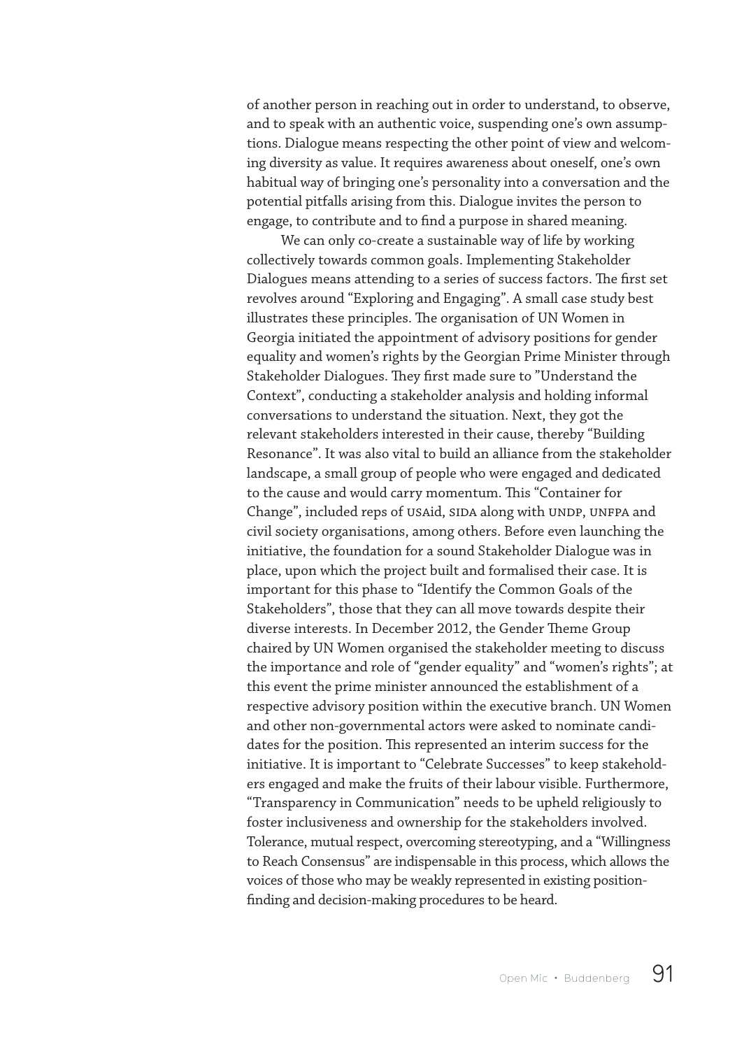of another person in reaching out in order to understand, to observe, and to speak with an authentic voice, suspending one's own assumptions. Dialogue means respecting the other point of view and welcoming diversity as value. It requires awareness about oneself, one's own habitual way of bringing one's personality into a conversation and the potential pitfalls arising from this. Dialogue invites the person to engage, to contribute and to find a purpose in shared meaning.

We can only co-create a sustainable way of life by working collectively towards common goals. Implementing Stakeholder Dialogues means attending to a series of success factors. The first set revolves around "Exploring and Engaging". A small case study best illustrates these principles. The organisation of UN Women in Georgia initiated the appointment of advisory positions for gender equality and women's rights by the Georgian Prime Minister through Stakeholder Dialogues. They first made sure to "Understand the Context", conducting a stakeholder analysis and holding informal conversations to understand the situation. Next, they got the relevant stakeholders interested in their cause, thereby "Building Resonance". It was also vital to build an alliance from the stakeholder landscape, a small group of people who were engaged and dedicated to the cause and would carry momentum. This "Container for Change", included reps of USAid, SIDA along with UNDP, UNFPA and civil society organisations, among others. Before even launching the initiative, the foundation for a sound Stakeholder Dialogue was in place, upon which the project built and formalised their case. It is important for this phase to "Identify the Common Goals of the Stakeholders", those that they can all move towards despite their diverse interests. In December 2012, the Gender Theme Group chaired by UN Women organised the stakeholder meeting to discuss the importance and role of "gender equality" and "women's rights"; at this event the prime minister announced the establishment of a respective advisory position within the executive branch. UN Women and other non-governmental actors were asked to nominate candidates for the position. This represented an interim success for the initiative. It is important to "Celebrate Successes" to keep stakeholders engaged and make the fruits of their labour visible. Furthermore, "Transparency in Communication" needs to be upheld religiously to foster inclusiveness and ownership for the stakeholders involved. Tolerance, mutual respect, overcoming stereotyping, and a "Willingness to Reach Consensus" are indispensable in this process, which allows the voices of those who may be weakly represented in existing position-finding and decision-making procedures to be heard.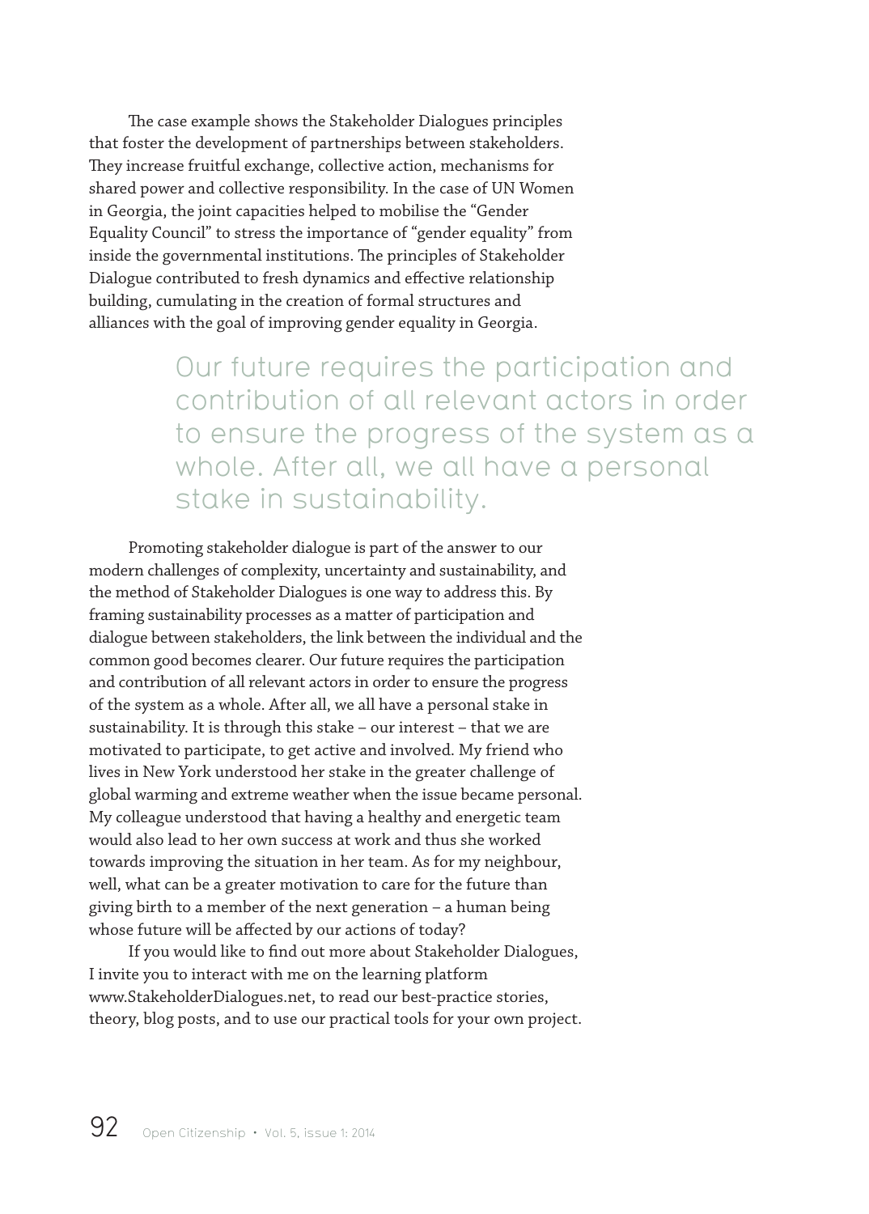The case example shows the Stakeholder Dialogues principles that foster the development of partnerships between stakeholders. They increase fruitful exchange, collective action, mechanisms for shared power and collective responsibility. In the case of UN Women in Georgia, the joint capacities helped to mobilise the "Gender Equality Council" to stress the importance of "gender equality" from inside the governmental institutions. The principles of Stakeholder Dialogue contributed to fresh dynamics and effective relationship building, cumulating in the creation of formal structures and alliances with the goal of improving gender equality in Georgia.

> Our future requires the participation and contribution of all relevant actors in order to ensure the progress of the system as a whole. After all, we all have a personal stake in sustainability.

Promoting stakeholder dialogue is part of the answer to our modern challenges of complexity, uncertainty and sustainability, and the method of Stakeholder Dialogues is one way to address this. By framing sustainability processes as a matter of participation and dialogue between stakeholders, the link between the individual and the common good becomes clearer. Our future requires the participation and contribution of all relevant actors in order to ensure the progress of the system as a whole. After all, we all have a personal stake in sustainability. It is through this stake – our interest – that we are motivated to participate, to get active and involved. My friend who lives in New York understood her stake in the greater challenge of global warming and extreme weather when the issue became personal. My colleague understood that having a healthy and energetic team would also lead to her own success at work and thus she worked towards improving the situation in her team. As for my neighbour, well, what can be a greater motivation to care for the future than giving birth to a member of the next generation – a human being whose future will be affected by our actions of today?

If you would like to find out more about Stakeholder Dialogues, I invite you to interact with me on the learning platform www.StakeholderDialogues.net, to read our best-practice stories, theory, blog posts, and to use our practical tools for your own project.